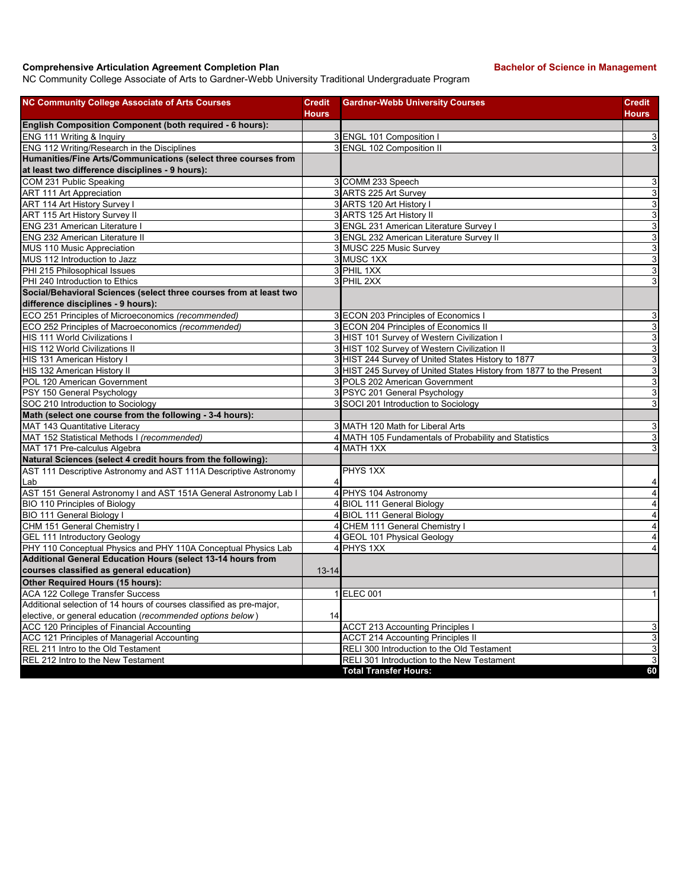**Comprehensive Articulation Agreement Completion Plan** **Bachelor of Science in Management**

NC Community College Associate of Arts to Gardner-Webb University Traditional Undergraduate Program

| NC Community College Associate of Arts Courses | Credit Hours | Gardner-Webb University Courses | Credit Hours |
|---|---|---|---|
| **English Composition Component (both required - 6 hours):** | | | |
| ENG 111 Writing & Inquiry | 3 | ENGL 101 Composition I | 3 |
| ENG 112 Writing/Research in the Disciplines | 3 | ENGL 102 Composition II | 3 |
| **Humanities/Fine Arts/Communications (select three courses from at least two difference disciplines - 9 hours):** | | | |
| COM 231 Public Speaking | 3 | COMM 233 Speech | 3 |
| ART 111 Art Appreciation | 3 | ARTS 225 Art Survey | 3 |
| ART 114 Art History Survey I | 3 | ARTS 120 Art History I | 3 |
| ART 115 Art History Survey II | 3 | ARTS 125 Art History II | 3 |
| ENG 231 American Literature I | 3 | ENGL 231 American Literature Survey I | 3 |
| ENG 232 American Literature II | 3 | ENGL 232 American Literature Survey II | 3 |
| MUS 110 Music Appreciation | 3 | MUSC 225 Music Survey | 3 |
| MUS 112 Introduction to Jazz | 3 | MUSC 1XX | 3 |
| PHI 215 Philosophical Issues | 3 | PHIL 1XX | 3 |
| PHI 240 Introduction to Ethics | 3 | PHIL 2XX | 3 |
| **Social/Behavioral Sciences (select three courses from at least two difference disciplines - 9 hours):** | | | |
| ECO 251 Principles of Microeconomics *(recommended)* | 3 | ECON 203 Principles of Economics I | 3 |
| ECO 252 Principles of Macroeconomics *(recommended)* | 3 | ECON 204 Principles of Economics II | 3 |
| HIS 111 World Civilizations I | 3 | HIST 101 Survey of Western Civilization I | 3 |
| HIS 112 World Civilizations II | 3 | HIST 102 Survey of Western Civilization II | 3 |
| HIS 131 American History I | 3 | HIST 244 Survey of United States History to 1877 | 3 |
| HIS 132 American History II | 3 | HIST 245 Survey of United States History from 1877 to the Present | 3 |
| POL 120 American Government | 3 | POLS 202 American Government | 3 |
| PSY 150 General Psychology | 3 | PSYC 201 General Psychology | 3 |
| SOC 210 Introduction to Sociology | 3 | SOCI 201 Introduction to Sociology | 3 |
| **Math (select one course from the following - 3-4 hours):** | | | |
| MAT 143 Quantitative Literacy | 3 | MATH 120 Math for Liberal Arts | 3 |
| MAT 152 Statistical Methods I *(recommended)* | 4 | MATH 105 Fundamentals of Probability and Statistics | 3 |
| MAT 171 Pre-calculus Algebra | 4 | MATH 1XX | 3 |
| **Natural Sciences (select 4 credit hours from the following):** | | | |
| AST 111 Descriptive Astronomy and AST 111A Descriptive Astronomy Lab | 4 | PHYS 1XX | 4 |
| AST 151 General Astronomy I and AST 151A General Astronomy Lab I | 4 | PHYS 104 Astronomy | 4 |
| BIO 110 Principles of Biology | 4 | BIOL 111 General Biology | 4 |
| BIO 111 General Biology I | 4 | BIOL 111 General Biology | 4 |
| CHM 151 General Chemistry I | 4 | CHEM 111 General Chemistry I | 4 |
| GEL 111 Introductory Geology | 4 | GEOL 101 Physical Geology | 4 |
| PHY 110 Conceptual Physics and PHY 110A Conceptual Physics Lab | 4 | PHYS 1XX | 4 |
| **Additional General Education Hours (select 13-14 hours from courses classified as general education)** | 13-14 | | |
| **Other Required Hours (15 hours):** | | | |
| ACA 122 College Transfer Success | 1 | ELEC 001 | 1 |
| Additional selection of 14 hours of courses classified as pre-major, elective, or general education (*recommended options below*) | 14 | | |
| ACC 120 Principles of Financial Accounting | | ACCT 213 Accounting Principles I | 3 |
| ACC 121 Principles of Managerial Accounting | | ACCT 214 Accounting Principles II | 3 |
| REL 211 Intro to the Old Testament | | RELI 300 Introduction to the Old Testament | 3 |
| REL 212 Intro to the New Testament | | RELI 301 Introduction to the New Testament | 3 |
| | | **Total Transfer Hours:** | **60** |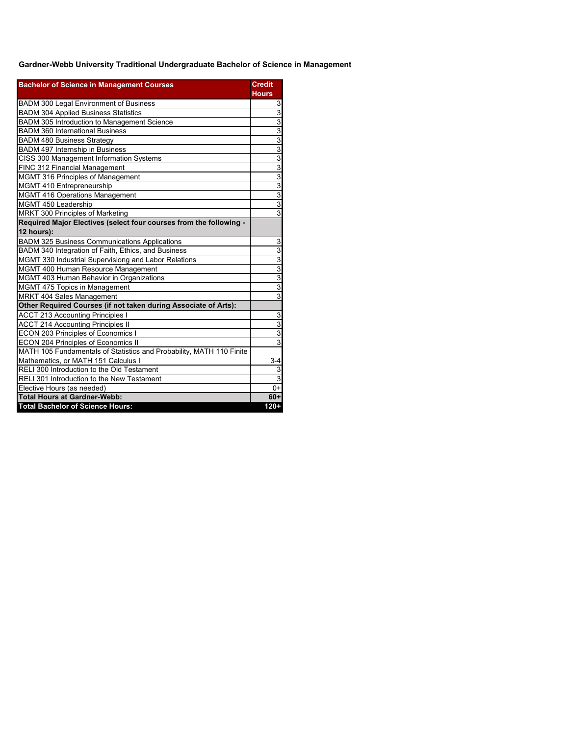**Gardner-Webb University Traditional Undergraduate Bachelor of Science in Management**

| Bachelor of Science in Management Courses | Credit Hours |
|---|---|
| BADM 300 Legal Environment of Business | 3 |
| BADM 304 Applied Business Statistics | 3 |
| BADM 305 Introduction to Management Science | 3 |
| BADM 360 International Business | 3 |
| BADM 480 Business Strategy | 3 |
| BADM 497 Internship in Business | 3 |
| CISS 300 Management Information Systems | 3 |
| FINC 312 Financial Management | 3 |
| MGMT 316 Principles of Management | 3 |
| MGMT 410 Entrepreneurship | 3 |
| MGMT 416 Operations Management | 3 |
| MGMT 450 Leadership | 3 |
| MRKT 300 Principles of Marketing | 3 |
| **Required Major Electives (select four courses from the following - 12 hours):** | |
| BADM 325 Business Communications Applications | 3 |
| BADM 340 Integration of Faith, Ethics, and Business | 3 |
| MGMT 330 Industrial Supervisiong and Labor Relations | 3 |
| MGMT 400 Human Resource Management | 3 |
| MGMT 403 Human Behavior in Organizations | 3 |
| MGMT 475 Topics in Management | 3 |
| MRKT 404 Sales Management | 3 |
| **Other Required Courses (if not taken during Associate of Arts):** | |
| ACCT 213 Accounting Principles I | 3 |
| ACCT 214 Accounting Principles II | 3 |
| ECON 203 Principles of Economics I | 3 |
| ECON 204 Principles of Economics II | 3 |
| MATH 105 Fundamentals of Statistics and Probability, MATH 110 Finite Mathematics, or MATH 151 Calculus I | 3-4 |
| RELI 300 Introduction to the Old Testament | 3 |
| RELI 301 Introduction to the New Testament | 3 |
| Elective Hours (as needed) | 0+ |
| **Total Hours at Gardner-Webb:** | **60+** |
| **Total Bachelor of Science Hours:** | **120+** |